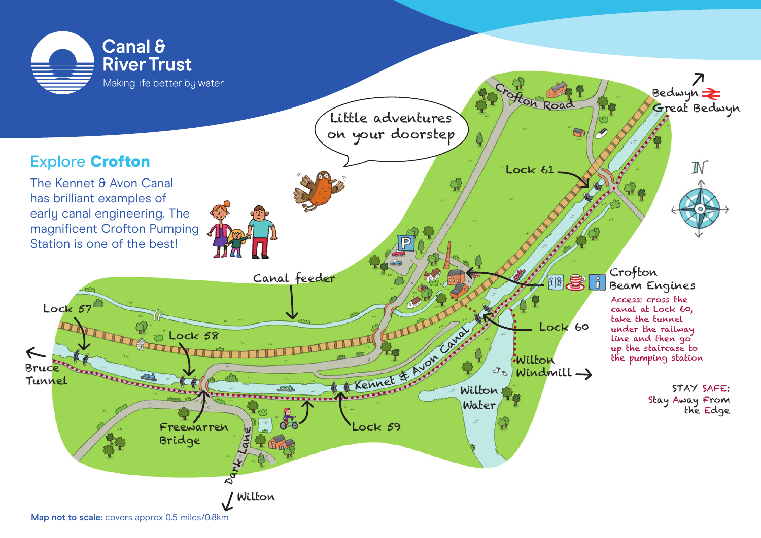Canal & River Trust

Making life better by water

Little adventures on your doorstep

## Explore **Crofton**

The Kennet & Avon Canal has brilliant examples of early canal engineering. The magnificent Crofton Pumping Station is one of the best!

Crofton Road

Bedwyn

Great Bedwyn

Lock 61

N

Crofton Beam Engines

Access: cross the canal at Lock 60, take the tunnel under the railway line and then go up the staircase to the pumping station

Lock 60

Wilton Windmill

Wilton Water

STAY SAFE: Stay Away From the Edge

Kennet & Avon Canal

Lock 59

Canal feeder

Lock 57

Lock 58

Bruce Tunnel

Freewarren Bridge

Dark Lane

Wilton

**Map not to scale:** covers approx 0.5 miles/0.8km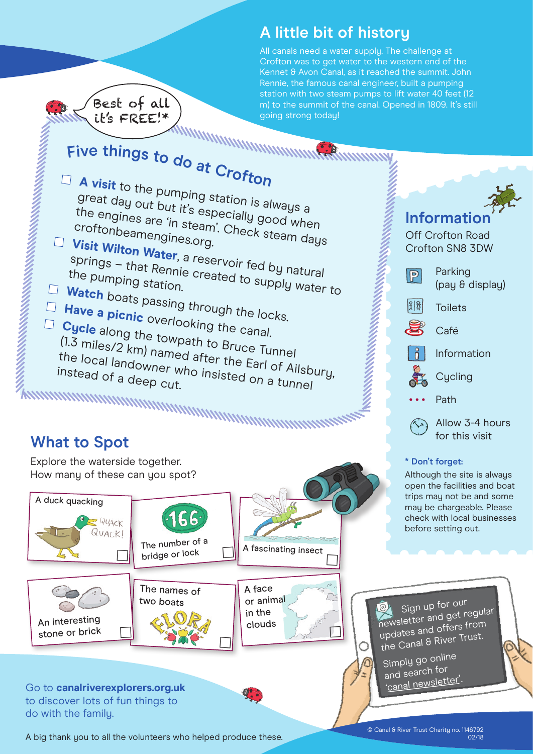## A little bit of history

All canals need a water supply. The challenge at Crofton was to get water to the western end of the Kennet & Avon Canal, as it reached the summit. John Rennie, the famous canal engineer, built a pumping station with two steam pumps to lift water 40 feet (12 m) to the summit of the canal. Opened in 1809. It's still going strong today!

Best of all it's FREE!*

## Five things to do at Crofton

- ☐ **A visit** to the pumping station is always a great day out but it's especially good when the engines are 'in steam'. Check steam days croftonbeamengines.org.
- ☐ **Visit Wilton Water**, a reservoir fed by natural springs – that Rennie created to supply water to the pumping station.
- ☐ **Watch** boats passing through the locks.
- ☐ **Have a picnic** overlooking the canal.
- ☐ **Cycle** along the towpath to Bruce Tunnel (1.3 miles/2 km) named after the Earl of Ailsbury, the local landowner who insisted on a tunnel instead of a deep cut.

## Information

Off Crofton Road
Crofton SN8 3DW

- Parking (pay & display)
- Toilets
- Café
- Information
- Cycling
- Path
- Allow 3-4 hours for this visit

**\* Don't forget:**
Although the site is always open the facilities and boat trips may not be and some may be chargeable. Please check with local businesses before setting out.

## What to Spot

Explore the waterside together.
How many of these can you spot?

- A duck quacking ☐
- The number of a bridge or lock ☐
- A fascinating insect ☐
- An interesting stone or brick ☐
- The names of two boats ☐
- A face or animal in the clouds ☐

Sign up for our newsletter and get regular updates and offers from the Canal & River Trust.

Simply go online and search for 'canal newsletter'.

Go to **canalriverexplorers.org.uk** to discover lots of fun things to do with the family.

A big thank you to all the volunteers who helped produce these.

© Canal & River Trust Charity no. 1146792
02/18